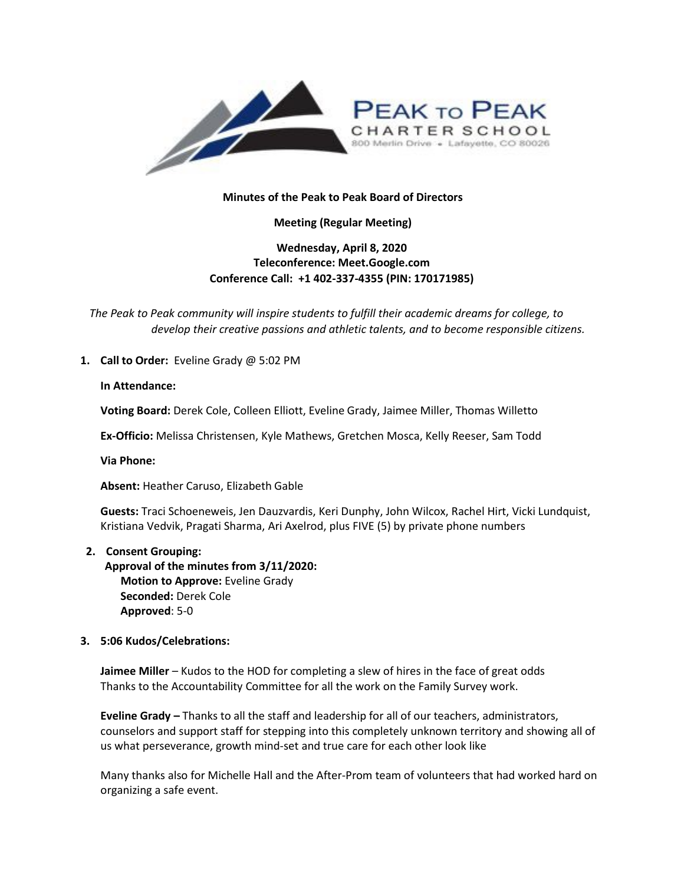PEAK TO PEAK
CHARTER SCHOOL
800 Merlin Drive • Lafayette, CO 80026

**Minutes of the Peak to Peak Board of Directors**

**Meeting (Regular Meeting)**

**Wednesday, April 8, 2020**
**Teleconference: Meet.Google.com**
**Conference Call: +1 402-337-4355 (PIN: 170171985)**

*The Peak to Peak community will inspire students to fulfill their academic dreams for college, to develop their creative passions and athletic talents, and to become responsible citizens.*

1. **Call to Order:** Eveline Grady @ 5:02 PM

   **In Attendance:**

   **Voting Board:** Derek Cole, Colleen Elliott, Eveline Grady, Jaimee Miller, Thomas Willetto

   **Ex-Officio:** Melissa Christensen, Kyle Mathews, Gretchen Mosca, Kelly Reeser, Sam Todd

   **Via Phone:**

   **Absent:** Heather Caruso, Elizabeth Gable

   **Guests:** Traci Schoeneweis, Jen Dauzvardis, Keri Dunphy, John Wilcox, Rachel Hirt, Vicki Lundquist, Kristiana Vedvik, Pragati Sharma, Ari Axelrod, plus FIVE (5) by private phone numbers

2. **Consent Grouping:**
   **Approval of the minutes from 3/11/2020:**
   **Motion to Approve:** Eveline Grady
   **Seconded:** Derek Cole
   **Approved**: 5-0

3. **5:06 Kudos/Celebrations:**

   **Jaimee Miller** – Kudos to the HOD for completing a slew of hires in the face of great odds
   Thanks to the Accountability Committee for all the work on the Family Survey work.

   **Eveline Grady –** Thanks to all the staff and leadership for all of our teachers, administrators, counselors and support staff for stepping into this completely unknown territory and showing all of us what perseverance, growth mind-set and true care for each other look like

   Many thanks also for Michelle Hall and the After-Prom team of volunteers that had worked hard on organizing a safe event.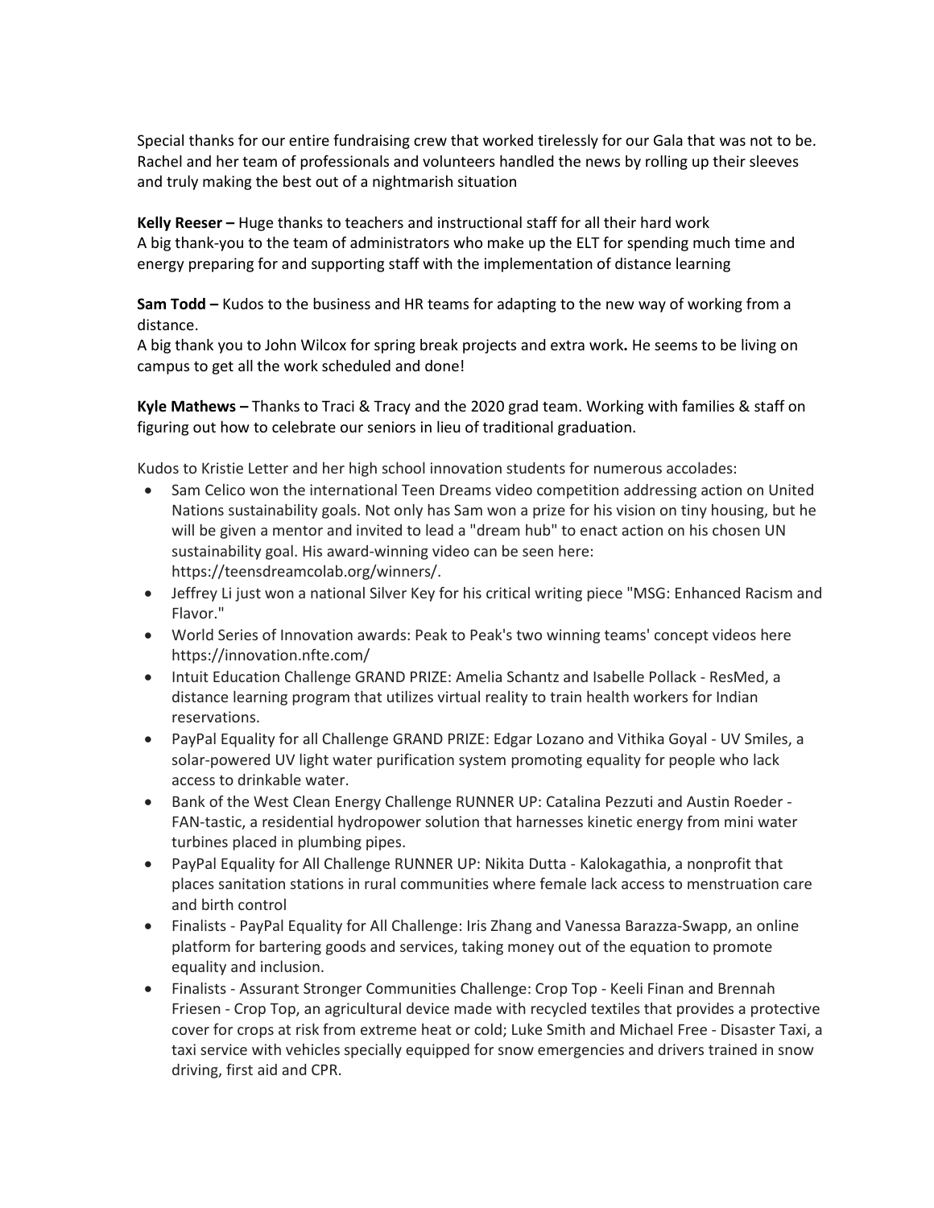Special thanks for our entire fundraising crew that worked tirelessly for our Gala that was not to be. Rachel and her team of professionals and volunteers handled the news by rolling up their sleeves and truly making the best out of a nightmarish situation

**Kelly Reeser –** Huge thanks to teachers and instructional staff for all their hard work
A big thank-you to the team of administrators who make up the ELT for spending much time and energy preparing for and supporting staff with the implementation of distance learning

**Sam Todd –** Kudos to the business and HR teams for adapting to the new way of working from a distance.
A big thank you to John Wilcox for spring break projects and extra work**.** He seems to be living on campus to get all the work scheduled and done!

**Kyle Mathews –** Thanks to Traci & Tracy and the 2020 grad team. Working with families & staff on figuring out how to celebrate our seniors in lieu of traditional graduation.

Kudos to Kristie Letter and her high school innovation students for numerous accolades:

- Sam Celico won the international Teen Dreams video competition addressing action on United Nations sustainability goals. Not only has Sam won a prize for his vision on tiny housing, but he will be given a mentor and invited to lead a "dream hub" to enact action on his chosen UN sustainability goal. His award-winning video can be seen here: https://teensdreamcolab.org/winners/.
- Jeffrey Li just won a national Silver Key for his critical writing piece "MSG: Enhanced Racism and Flavor."
- World Series of Innovation awards: Peak to Peak's two winning teams' concept videos here https://innovation.nfte.com/
- Intuit Education Challenge GRAND PRIZE: Amelia Schantz and Isabelle Pollack - ResMed, a distance learning program that utilizes virtual reality to train health workers for Indian reservations.
- PayPal Equality for all Challenge GRAND PRIZE: Edgar Lozano and Vithika Goyal - UV Smiles, a solar-powered UV light water purification system promoting equality for people who lack access to drinkable water.
- Bank of the West Clean Energy Challenge RUNNER UP: Catalina Pezzuti and Austin Roeder - FAN-tastic, a residential hydropower solution that harnesses kinetic energy from mini water turbines placed in plumbing pipes.
- PayPal Equality for All Challenge RUNNER UP: Nikita Dutta - Kalokagathia, a nonprofit that places sanitation stations in rural communities where female lack access to menstruation care and birth control
- Finalists - PayPal Equality for All Challenge: Iris Zhang and Vanessa Barazza-Swapp, an online platform for bartering goods and services, taking money out of the equation to promote equality and inclusion.
- Finalists - Assurant Stronger Communities Challenge: Crop Top - Keeli Finan and Brennah Friesen - Crop Top, an agricultural device made with recycled textiles that provides a protective cover for crops at risk from extreme heat or cold; Luke Smith and Michael Free - Disaster Taxi, a taxi service with vehicles specially equipped for snow emergencies and drivers trained in snow driving, first aid and CPR.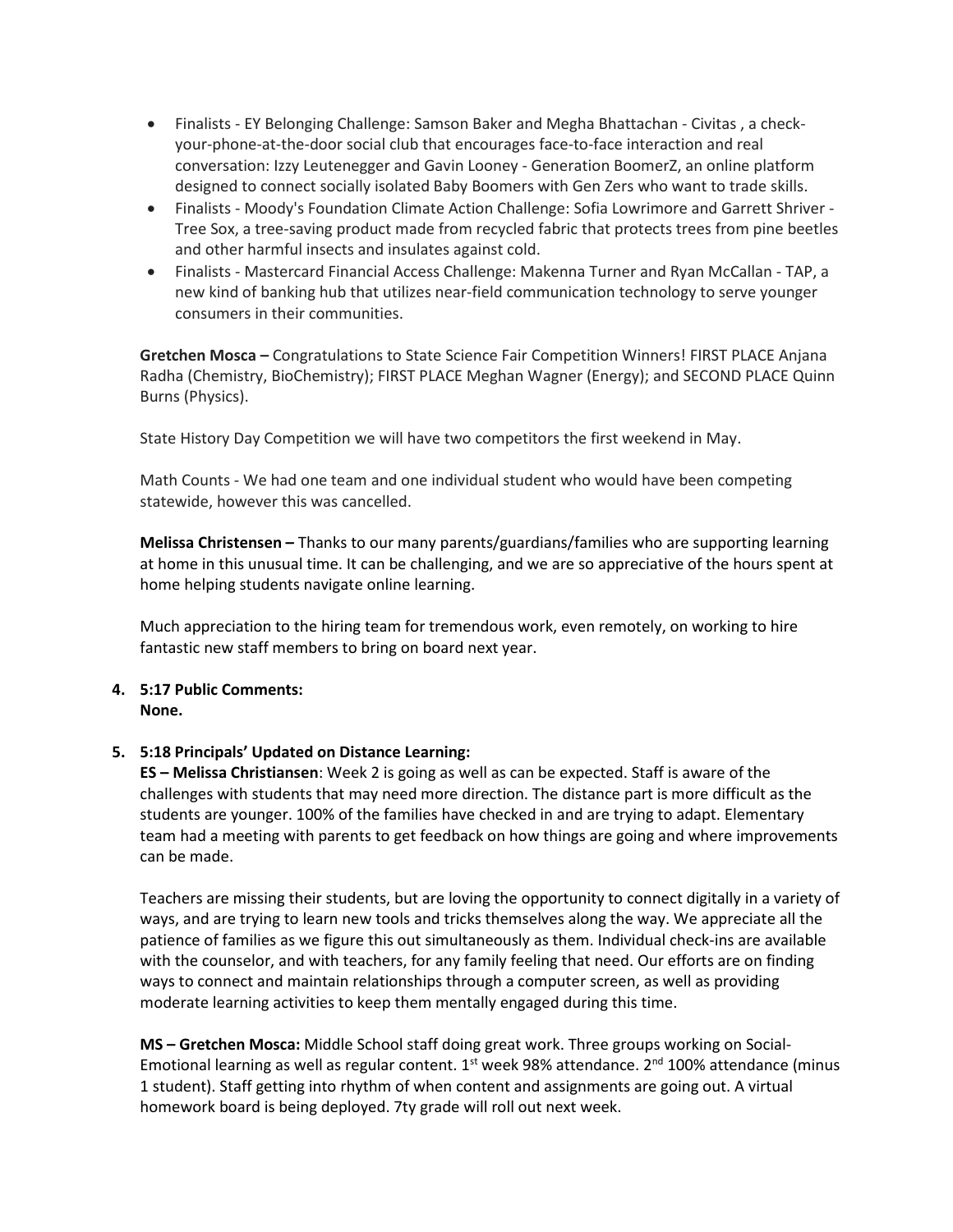- Finalists - EY Belonging Challenge: Samson Baker and Megha Bhattachan - Civitas , a check-your-phone-at-the-door social club that encourages face-to-face interaction and real conversation: Izzy Leutenegger and Gavin Looney - Generation BoomerZ, an online platform designed to connect socially isolated Baby Boomers with Gen Zers who want to trade skills.
- Finalists - Moody's Foundation Climate Action Challenge: Sofia Lowrimore and Garrett Shriver - Tree Sox, a tree-saving product made from recycled fabric that protects trees from pine beetles and other harmful insects and insulates against cold.
- Finalists - Mastercard Financial Access Challenge: Makenna Turner and Ryan McCallan - TAP, a new kind of banking hub that utilizes near-field communication technology to serve younger consumers in their communities.

**Gretchen Mosca –** Congratulations to State Science Fair Competition Winners! FIRST PLACE Anjana Radha (Chemistry, BioChemistry); FIRST PLACE Meghan Wagner (Energy); and SECOND PLACE Quinn Burns (Physics).

State History Day Competition we will have two competitors the first weekend in May.

Math Counts - We had one team and one individual student who would have been competing statewide, however this was cancelled.

**Melissa Christensen –** Thanks to our many parents/guardians/families who are supporting learning at home in this unusual time. It can be challenging, and we are so appreciative of the hours spent at home helping students navigate online learning.

Much appreciation to the hiring team for tremendous work, even remotely, on working to hire fantastic new staff members to bring on board next year.

**4. 5:17 Public Comments:**
**None.**

**5. 5:18 Principals' Updated on Distance Learning:**

**ES – Melissa Christiansen**: Week 2 is going as well as can be expected. Staff is aware of the challenges with students that may need more direction. The distance part is more difficult as the students are younger. 100% of the families have checked in and are trying to adapt. Elementary team had a meeting with parents to get feedback on how things are going and where improvements can be made.

Teachers are missing their students, but are loving the opportunity to connect digitally in a variety of ways, and are trying to learn new tools and tricks themselves along the way. We appreciate all the patience of families as we figure this out simultaneously as them. Individual check-ins are available with the counselor, and with teachers, for any family feeling that need. Our efforts are on finding ways to connect and maintain relationships through a computer screen, as well as providing moderate learning activities to keep them mentally engaged during this time.

**MS – Gretchen Mosca:** Middle School staff doing great work. Three groups working on Social-Emotional learning as well as regular content. 1st week 98% attendance. 2nd 100% attendance (minus 1 student). Staff getting into rhythm of when content and assignments are going out. A virtual homework board is being deployed. 7ty grade will roll out next week.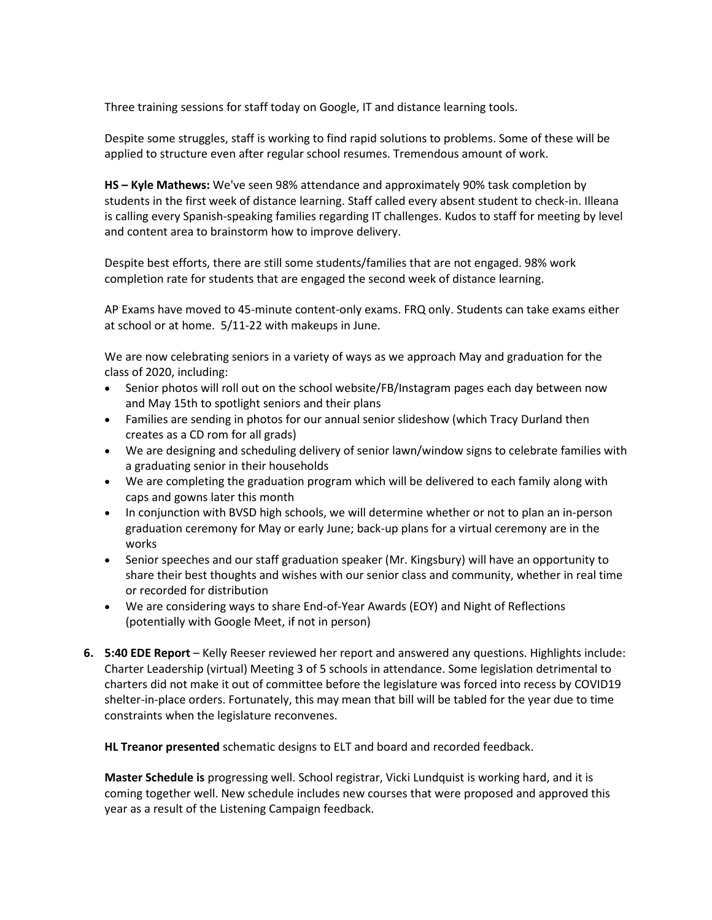Three training sessions for staff today on Google, IT and distance learning tools.

Despite some struggles, staff is working to find rapid solutions to problems. Some of these will be applied to structure even after regular school resumes. Tremendous amount of work.

**HS – Kyle Mathews:** We've seen 98% attendance and approximately 90% task completion by students in the first week of distance learning. Staff called every absent student to check-in. Illeana is calling every Spanish-speaking families regarding IT challenges. Kudos to staff for meeting by level and content area to brainstorm how to improve delivery.

Despite best efforts, there are still some students/families that are not engaged. 98% work completion rate for students that are engaged the second week of distance learning.

AP Exams have moved to 45-minute content-only exams. FRQ only. Students can take exams either at school or at home. 5/11-22 with makeups in June.

We are now celebrating seniors in a variety of ways as we approach May and graduation for the class of 2020, including:

- Senior photos will roll out on the school website/FB/Instagram pages each day between now and May 15th to spotlight seniors and their plans
- Families are sending in photos for our annual senior slideshow (which Tracy Durland then creates as a CD rom for all grads)
- We are designing and scheduling delivery of senior lawn/window signs to celebrate families with a graduating senior in their households
- We are completing the graduation program which will be delivered to each family along with caps and gowns later this month
- In conjunction with BVSD high schools, we will determine whether or not to plan an in-person graduation ceremony for May or early June; back-up plans for a virtual ceremony are in the works
- Senior speeches and our staff graduation speaker (Mr. Kingsbury) will have an opportunity to share their best thoughts and wishes with our senior class and community, whether in real time or recorded for distribution
- We are considering ways to share End-of-Year Awards (EOY) and Night of Reflections (potentially with Google Meet, if not in person)

6. **5:40 EDE Report** – Kelly Reeser reviewed her report and answered any questions. Highlights include: Charter Leadership (virtual) Meeting 3 of 5 schools in attendance. Some legislation detrimental to charters did not make it out of committee before the legislature was forced into recess by COVID19 shelter-in-place orders. Fortunately, this may mean that bill will be tabled for the year due to time constraints when the legislature reconvenes.

   **HL Treanor presented** schematic designs to ELT and board and recorded feedback.

   **Master Schedule is** progressing well. School registrar, Vicki Lundquist is working hard, and it is coming together well. New schedule includes new courses that were proposed and approved this year as a result of the Listening Campaign feedback.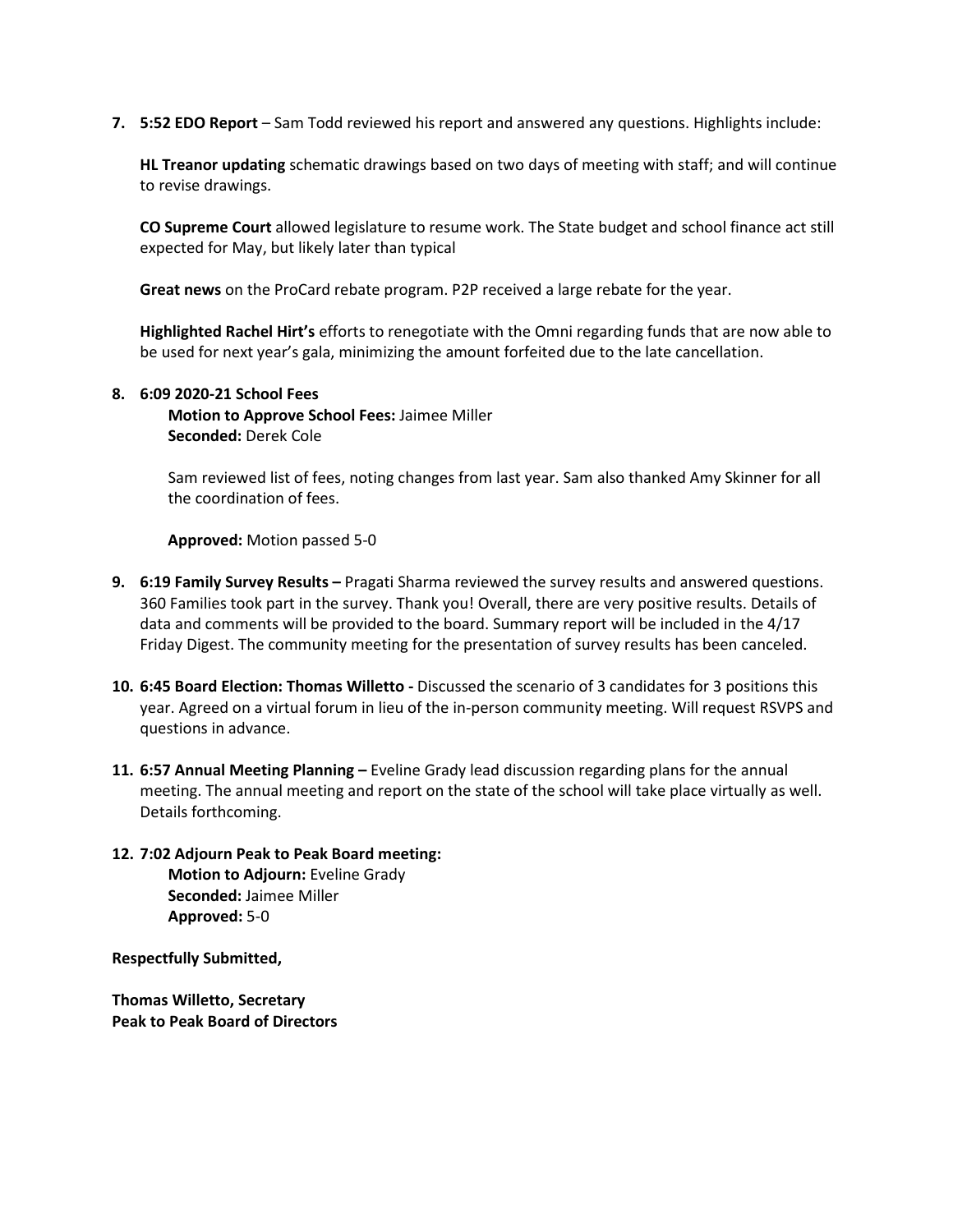7. **5:52 EDO Report** – Sam Todd reviewed his report and answered any questions. Highlights include:

   **HL Treanor updating** schematic drawings based on two days of meeting with staff; and will continue to revise drawings.

   **CO Supreme Court** allowed legislature to resume work. The State budget and school finance act still expected for May, but likely later than typical

   **Great news** on the ProCard rebate program. P2P received a large rebate for the year.

   **Highlighted Rachel Hirt's** efforts to renegotiate with the Omni regarding funds that are now able to be used for next year's gala, minimizing the amount forfeited due to the late cancellation.

8. **6:09 2020-21 School Fees**

   **Motion to Approve School Fees:** Jaimee Miller
   **Seconded:** Derek Cole

   Sam reviewed list of fees, noting changes from last year. Sam also thanked Amy Skinner for all the coordination of fees.

   **Approved:** Motion passed 5-0

9. **6:19 Family Survey Results –** Pragati Sharma reviewed the survey results and answered questions. 360 Families took part in the survey. Thank you! Overall, there are very positive results. Details of data and comments will be provided to the board. Summary report will be included in the 4/17 Friday Digest. The community meeting for the presentation of survey results has been canceled.

10. **6:45 Board Election: Thomas Willetto -** Discussed the scenario of 3 candidates for 3 positions this year. Agreed on a virtual forum in lieu of the in-person community meeting. Will request RSVPS and questions in advance.

11. **6:57 Annual Meeting Planning –** Eveline Grady lead discussion regarding plans for the annual meeting. The annual meeting and report on the state of the school will take place virtually as well. Details forthcoming.

12. **7:02 Adjourn Peak to Peak Board meeting:**

    **Motion to Adjourn:** Eveline Grady
    **Seconded:** Jaimee Miller
    **Approved:** 5-0

**Respectfully Submitted,**

**Thomas Willetto, Secretary**
**Peak to Peak Board of Directors**